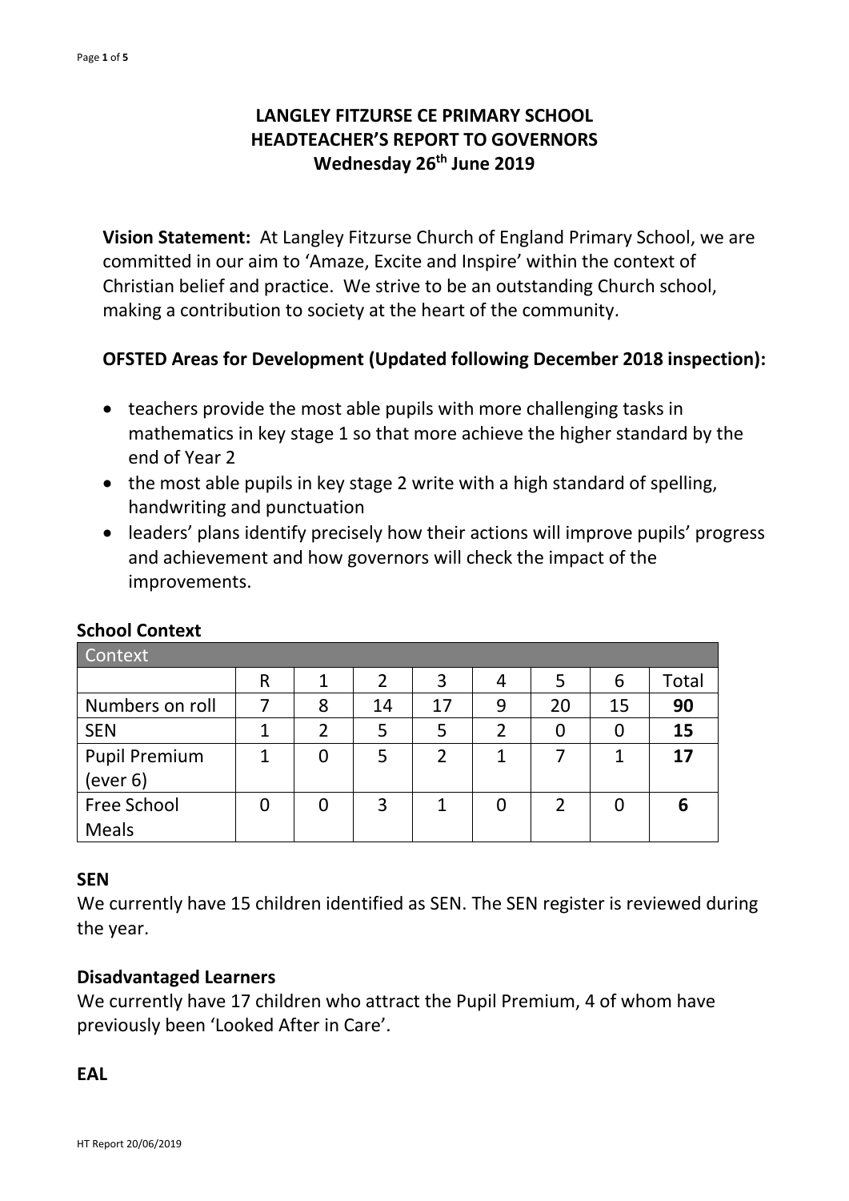# LANGLEY FITZURSE CE PRIMARY SCHOOL
# HEADTEACHER'S REPORT TO GOVERNORS
# Wednesday 26th June 2019

**Vision Statement:** At Langley Fitzurse Church of England Primary School, we are committed in our aim to 'Amaze, Excite and Inspire' within the context of Christian belief and practice. We strive to be an outstanding Church school, making a contribution to society at the heart of the community.

**OFSTED Areas for Development (Updated following December 2018 inspection):**

- teachers provide the most able pupils with more challenging tasks in mathematics in key stage 1 so that more achieve the higher standard by the end of Year 2
- the most able pupils in key stage 2 write with a high standard of spelling, handwriting and punctuation
- leaders' plans identify precisely how their actions will improve pupils' progress and achievement and how governors will check the impact of the improvements.

## School Context

| Context | | | | | | | | |
|---|---|---|---|---|---|---|---|---|
| | R | 1 | 2 | 3 | 4 | 5 | 6 | Total |
| Numbers on roll | 7 | 8 | 14 | 17 | 9 | 20 | 15 | **90** |
| SEN | 1 | 2 | 5 | 5 | 2 | 0 | 0 | **15** |
| Pupil Premium (ever 6) | 1 | 0 | 5 | 2 | 1 | 7 | 1 | **17** |
| Free School Meals | 0 | 0 | 3 | 1 | 0 | 2 | 0 | **6** |

## SEN

We currently have 15 children identified as SEN. The SEN register is reviewed during the year.

## Disadvantaged Learners

We currently have 17 children who attract the Pupil Premium, 4 of whom have previously been 'Looked After in Care'.

## EAL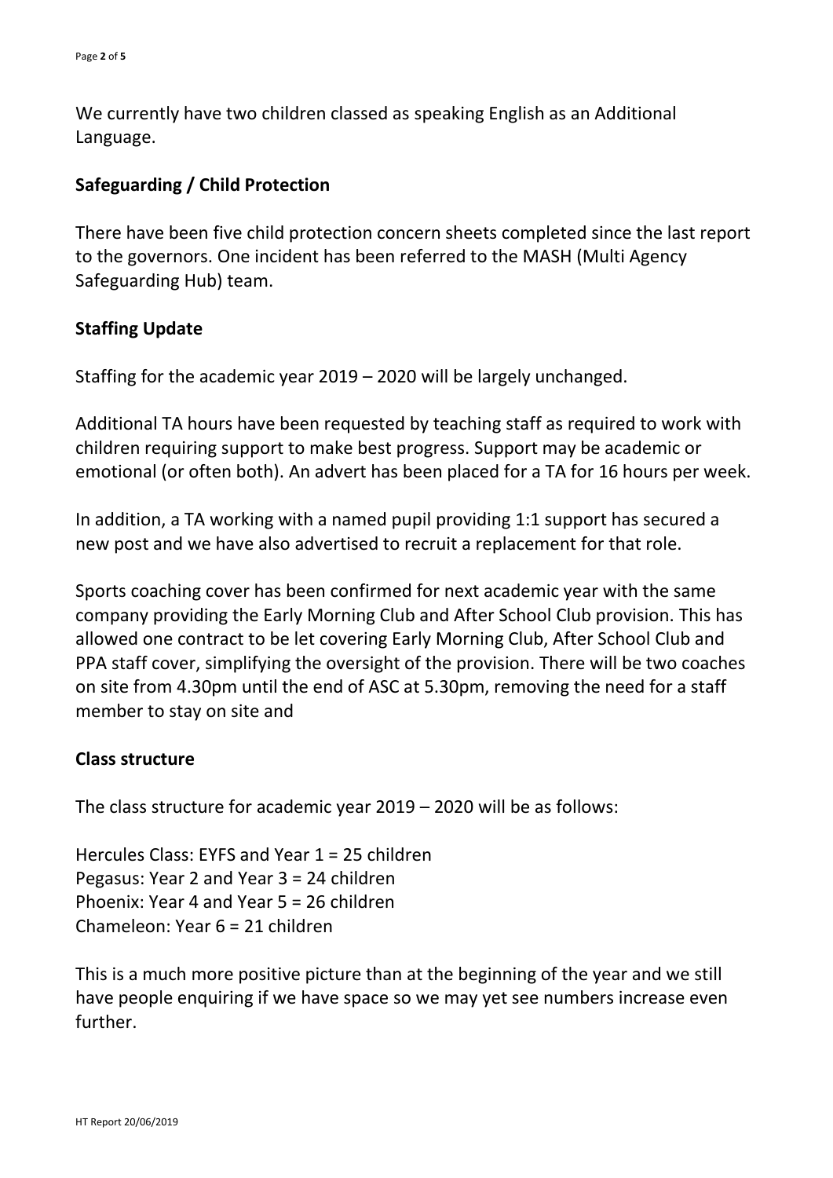We currently have two children classed as speaking English as an Additional Language.

## Safeguarding / Child Protection

There have been five child protection concern sheets completed since the last report to the governors. One incident has been referred to the MASH (Multi Agency Safeguarding Hub) team.

## Staffing Update

Staffing for the academic year 2019 – 2020 will be largely unchanged.

Additional TA hours have been requested by teaching staff as required to work with children requiring support to make best progress. Support may be academic or emotional (or often both). An advert has been placed for a TA for 16 hours per week.

In addition, a TA working with a named pupil providing 1:1 support has secured a new post and we have also advertised to recruit a replacement for that role.

Sports coaching cover has been confirmed for next academic year with the same company providing the Early Morning Club and After School Club provision. This has allowed one contract to be let covering Early Morning Club, After School Club and PPA staff cover, simplifying the oversight of the provision. There will be two coaches on site from 4.30pm until the end of ASC at 5.30pm, removing the need for a staff member to stay on site and

## Class structure

The class structure for academic year 2019 – 2020 will be as follows:

Hercules Class: EYFS and Year 1 = 25 children
Pegasus: Year 2 and Year 3 = 24 children
Phoenix: Year 4 and Year 5 = 26 children
Chameleon: Year 6 = 21 children

This is a much more positive picture than at the beginning of the year and we still have people enquiring if we have space so we may yet see numbers increase even further.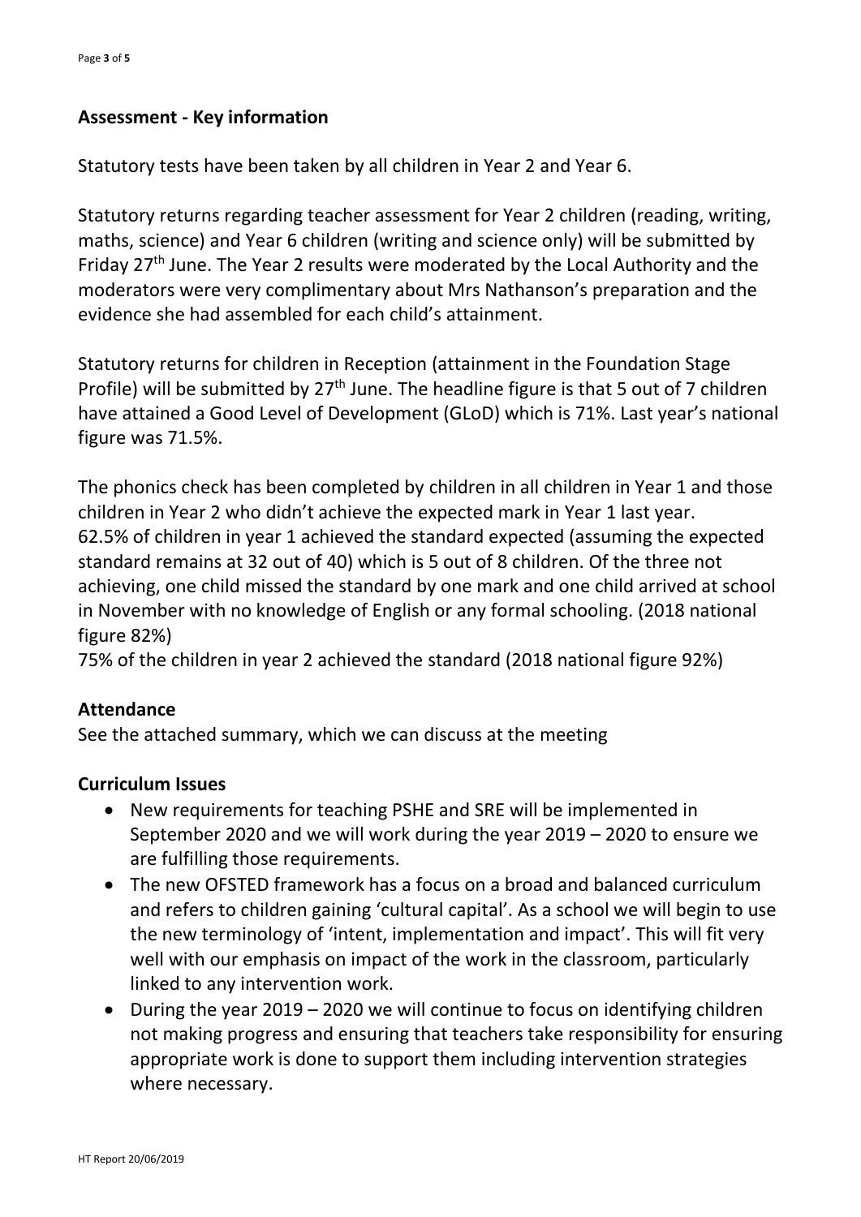## Assessment - Key information

Statutory tests have been taken by all children in Year 2 and Year 6.

Statutory returns regarding teacher assessment for Year 2 children (reading, writing, maths, science) and Year 6 children (writing and science only) will be submitted by Friday 27th June. The Year 2 results were moderated by the Local Authority and the moderators were very complimentary about Mrs Nathanson's preparation and the evidence she had assembled for each child's attainment.

Statutory returns for children in Reception (attainment in the Foundation Stage Profile) will be submitted by 27th June. The headline figure is that 5 out of 7 children have attained a Good Level of Development (GLoD) which is 71%. Last year's national figure was 71.5%.

The phonics check has been completed by children in all children in Year 1 and those children in Year 2 who didn't achieve the expected mark in Year 1 last year.
62.5% of children in year 1 achieved the standard expected (assuming the expected standard remains at 32 out of 40) which is 5 out of 8 children. Of the three not achieving, one child missed the standard by one mark and one child arrived at school in November with no knowledge of English or any formal schooling. (2018 national figure 82%)
75% of the children in year 2 achieved the standard (2018 national figure 92%)

## Attendance

See the attached summary, which we can discuss at the meeting

## Curriculum Issues

- New requirements for teaching PSHE and SRE will be implemented in September 2020 and we will work during the year 2019 – 2020 to ensure we are fulfilling those requirements.
- The new OFSTED framework has a focus on a broad and balanced curriculum and refers to children gaining 'cultural capital'. As a school we will begin to use the new terminology of 'intent, implementation and impact'. This will fit very well with our emphasis on impact of the work in the classroom, particularly linked to any intervention work.
- During the year 2019 – 2020 we will continue to focus on identifying children not making progress and ensuring that teachers take responsibility for ensuring appropriate work is done to support them including intervention strategies where necessary.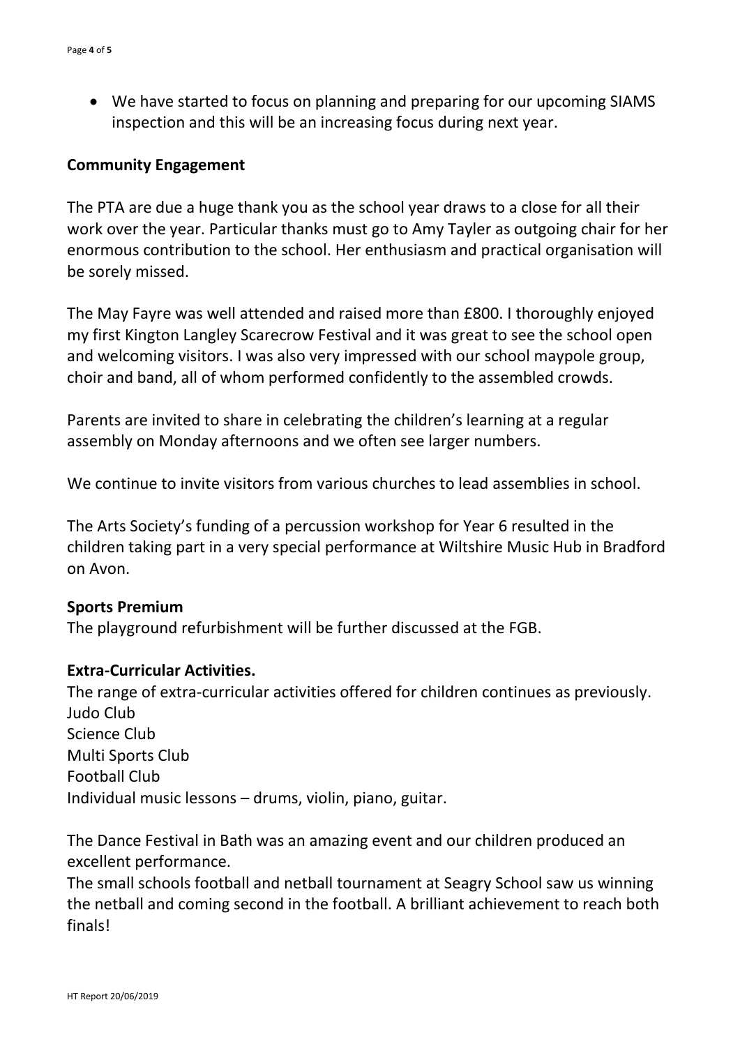- We have started to focus on planning and preparing for our upcoming SIAMS inspection and this will be an increasing focus during next year.

**Community Engagement**

The PTA are due a huge thank you as the school year draws to a close for all their work over the year. Particular thanks must go to Amy Tayler as outgoing chair for her enormous contribution to the school. Her enthusiasm and practical organisation will be sorely missed.

The May Fayre was well attended and raised more than £800. I thoroughly enjoyed my first Kington Langley Scarecrow Festival and it was great to see the school open and welcoming visitors. I was also very impressed with our school maypole group, choir and band, all of whom performed confidently to the assembled crowds.

Parents are invited to share in celebrating the children's learning at a regular assembly on Monday afternoons and we often see larger numbers.

We continue to invite visitors from various churches to lead assemblies in school.

The Arts Society's funding of a percussion workshop for Year 6 resulted in the children taking part in a very special performance at Wiltshire Music Hub in Bradford on Avon.

**Sports Premium**

The playground refurbishment will be further discussed at the FGB.

**Extra-Curricular Activities.**

The range of extra-curricular activities offered for children continues as previously.
Judo Club
Science Club
Multi Sports Club
Football Club
Individual music lessons – drums, violin, piano, guitar.

The Dance Festival in Bath was an amazing event and our children produced an excellent performance.
The small schools football and netball tournament at Seagry School saw us winning the netball and coming second in the football. A brilliant achievement to reach both finals!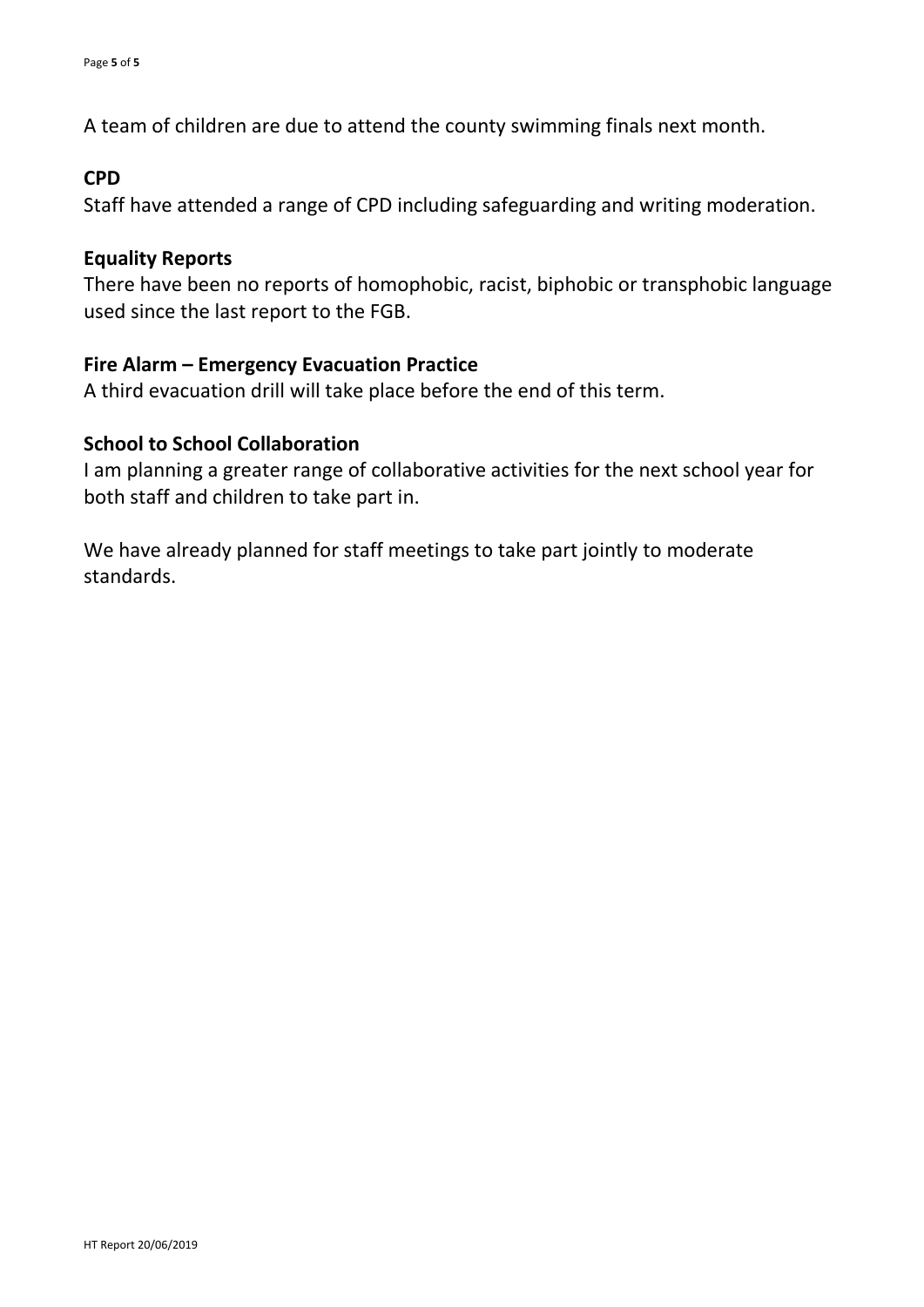A team of children are due to attend the county swimming finals next month.

**CPD**

Staff have attended a range of CPD including safeguarding and writing moderation.

**Equality Reports**

There have been no reports of homophobic, racist, biphobic or transphobic language used since the last report to the FGB.

**Fire Alarm – Emergency Evacuation Practice**

A third evacuation drill will take place before the end of this term.

**School to School Collaboration**

I am planning a greater range of collaborative activities for the next school year for both staff and children to take part in.

We have already planned for staff meetings to take part jointly to moderate standards.